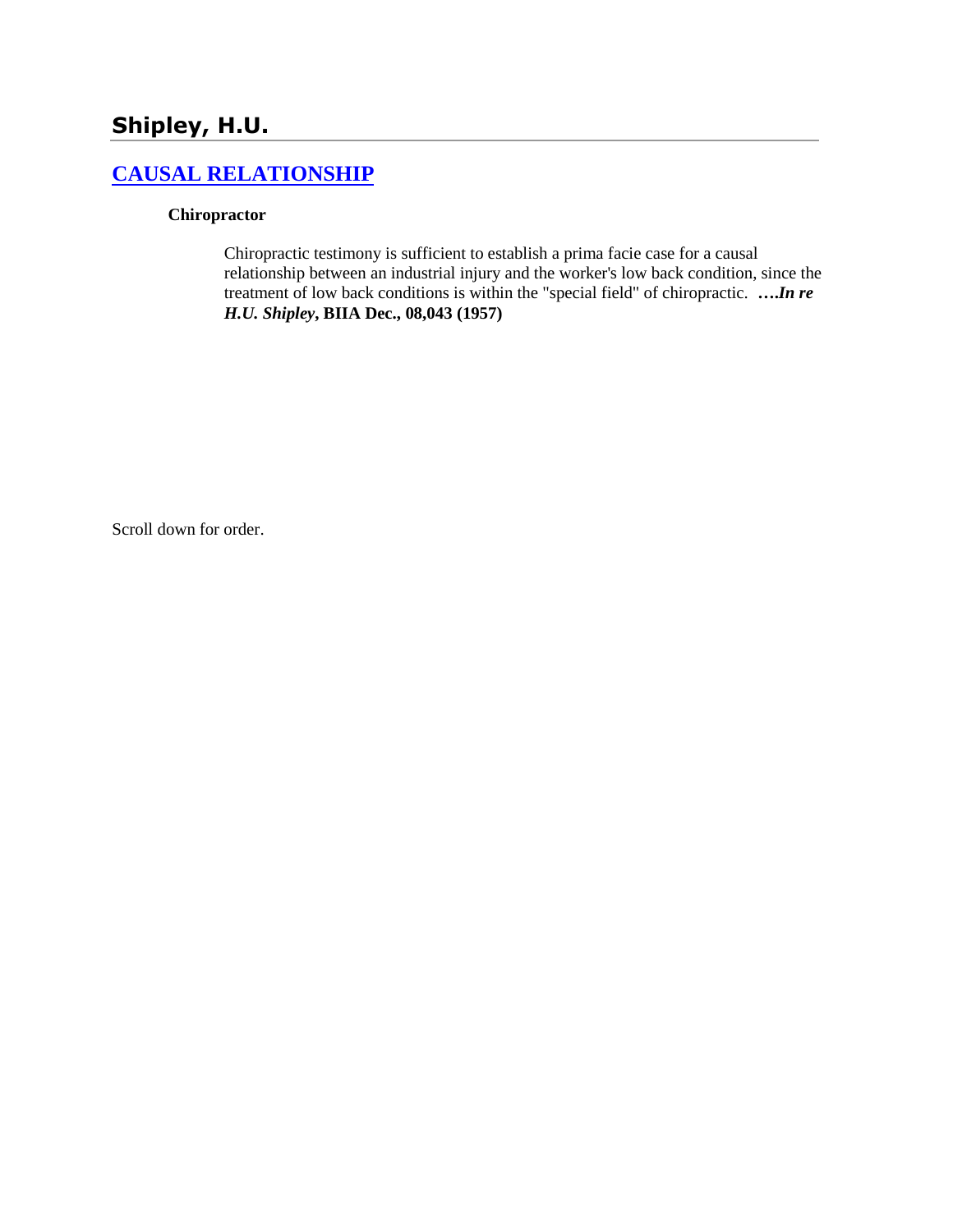## Shipley, H.U.

### CAUSAL RELATIONSHIP

**Chiropractor**

Chiropractic testimony is sufficient to establish a prima facie case for a causal relationship between an industrial injury and the worker's low back condition, since the treatment of low back conditions is within the "special field" of chiropractic. ***….In re H.U. Shipley*, BIIA Dec., 08,043 (1957)**

Scroll down for order.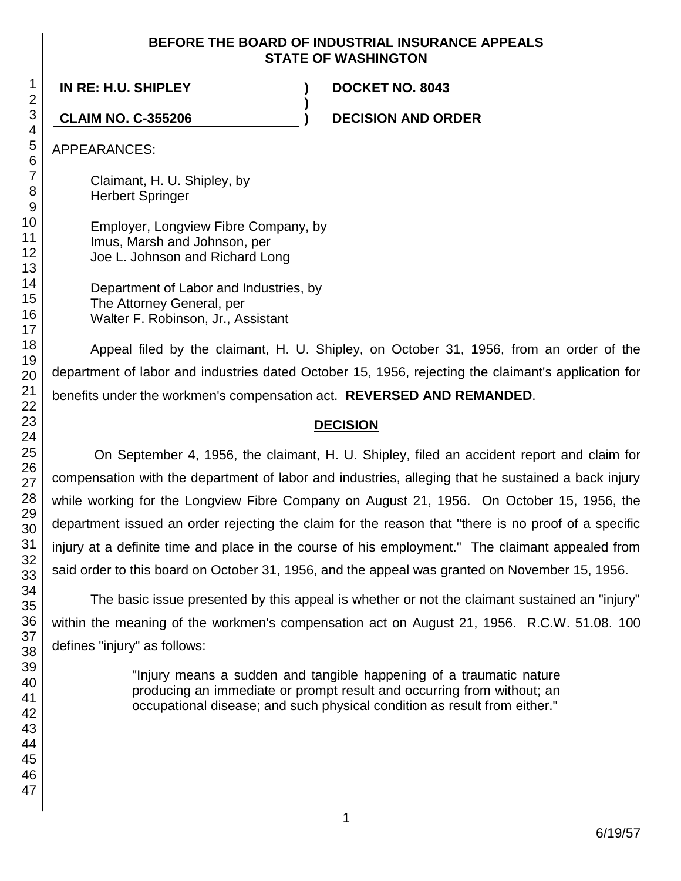**BEFORE THE BOARD OF INDUSTRIAL INSURANCE APPEALS**
**STATE OF WASHINGTON**

| | | |
|---|---|---|
| **IN RE: H.U. SHIPLEY** | **)** | **DOCKET NO. 8043** |
| | **)** | |
| **CLAIM NO. C-355206** | **)** | **DECISION AND ORDER** |

APPEARANCES:

Claimant, H. U. Shipley, by
Herbert Springer

Employer, Longview Fibre Company, by
Imus, Marsh and Johnson, per
Joe L. Johnson and Richard Long

Department of Labor and Industries, by
The Attorney General, per
Walter F. Robinson, Jr., Assistant

Appeal filed by the claimant, H. U. Shipley, on October 31, 1956, from an order of the department of labor and industries dated October 15, 1956, rejecting the claimant's application for benefits under the workmen's compensation act. **REVERSED AND REMANDED**.

## DECISION

On September 4, 1956, the claimant, H. U. Shipley, filed an accident report and claim for compensation with the department of labor and industries, alleging that he sustained a back injury while working for the Longview Fibre Company on August 21, 1956. On October 15, 1956, the department issued an order rejecting the claim for the reason that "there is no proof of a specific injury at a definite time and place in the course of his employment." The claimant appealed from said order to this board on October 31, 1956, and the appeal was granted on November 15, 1956.

The basic issue presented by this appeal is whether or not the claimant sustained an "injury" within the meaning of the workmen's compensation act on August 21, 1956. R.C.W. 51.08. 100 defines "injury" as follows:

> "Injury means a sudden and tangible happening of a traumatic nature producing an immediate or prompt result and occurring from without; an occupational disease; and such physical condition as result from either."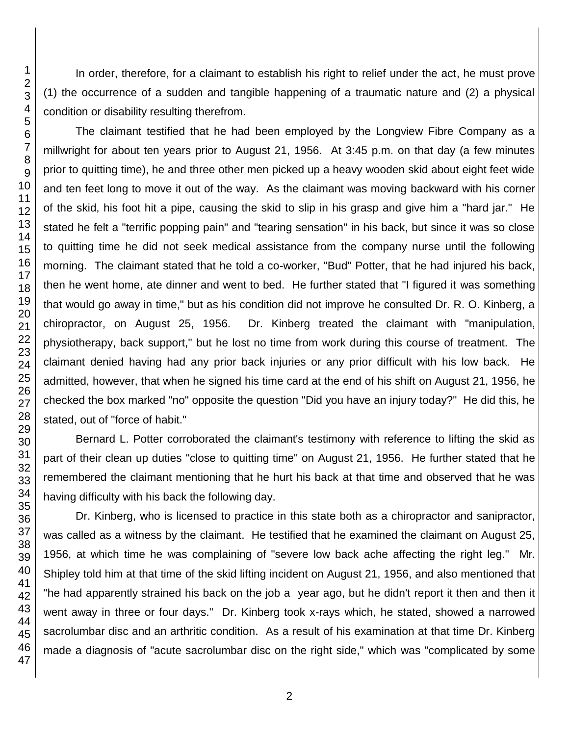In order, therefore, for a claimant to establish his right to relief under the act, he must prove (1) the occurrence of a sudden and tangible happening of a traumatic nature and (2) a physical condition or disability resulting therefrom.

The claimant testified that he had been employed by the Longview Fibre Company as a millwright for about ten years prior to August 21, 1956. At 3:45 p.m. on that day (a few minutes prior to quitting time), he and three other men picked up a heavy wooden skid about eight feet wide and ten feet long to move it out of the way. As the claimant was moving backward with his corner of the skid, his foot hit a pipe, causing the skid to slip in his grasp and give him a "hard jar." He stated he felt a "terrific popping pain" and "tearing sensation" in his back, but since it was so close to quitting time he did not seek medical assistance from the company nurse until the following morning. The claimant stated that he told a co-worker, "Bud" Potter, that he had injured his back, then he went home, ate dinner and went to bed. He further stated that "I figured it was something that would go away in time," but as his condition did not improve he consulted Dr. R. O. Kinberg, a chiropractor, on August 25, 1956. Dr. Kinberg treated the claimant with "manipulation, physiotherapy, back support," but he lost no time from work during this course of treatment. The claimant denied having had any prior back injuries or any prior difficult with his low back. He admitted, however, that when he signed his time card at the end of his shift on August 21, 1956, he checked the box marked "no" opposite the question "Did you have an injury today?" He did this, he stated, out of "force of habit."

Bernard L. Potter corroborated the claimant's testimony with reference to lifting the skid as part of their clean up duties "close to quitting time" on August 21, 1956. He further stated that he remembered the claimant mentioning that he hurt his back at that time and observed that he was having difficulty with his back the following day.

Dr. Kinberg, who is licensed to practice in this state both as a chiropractor and sanipractor, was called as a witness by the claimant. He testified that he examined the claimant on August 25, 1956, at which time he was complaining of "severe low back ache affecting the right leg." Mr. Shipley told him at that time of the skid lifting incident on August 21, 1956, and also mentioned that "he had apparently strained his back on the job a year ago, but he didn't report it then and then it went away in three or four days." Dr. Kinberg took x-rays which, he stated, showed a narrowed sacrolumbar disc and an arthritic condition. As a result of his examination at that time Dr. Kinberg made a diagnosis of "acute sacrolumbar disc on the right side," which was "complicated by some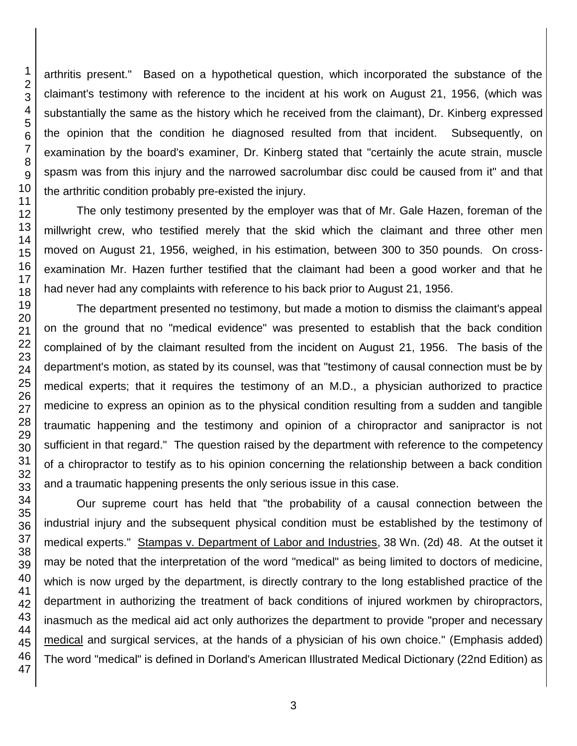arthritis present." Based on a hypothetical question, which incorporated the substance of the claimant's testimony with reference to the incident at his work on August 21, 1956, (which was substantially the same as the history which he received from the claimant), Dr. Kinberg expressed the opinion that the condition he diagnosed resulted from that incident. Subsequently, on examination by the board's examiner, Dr. Kinberg stated that "certainly the acute strain, muscle spasm was from this injury and the narrowed sacrolumbar disc could be caused from it" and that the arthritic condition probably pre-existed the injury.

The only testimony presented by the employer was that of Mr. Gale Hazen, foreman of the millwright crew, who testified merely that the skid which the claimant and three other men moved on August 21, 1956, weighed, in his estimation, between 300 to 350 pounds. On cross-examination Mr. Hazen further testified that the claimant had been a good worker and that he had never had any complaints with reference to his back prior to August 21, 1956.

The department presented no testimony, but made a motion to dismiss the claimant's appeal on the ground that no "medical evidence" was presented to establish that the back condition complained of by the claimant resulted from the incident on August 21, 1956. The basis of the department's motion, as stated by its counsel, was that "testimony of causal connection must be by medical experts; that it requires the testimony of an M.D., a physician authorized to practice medicine to express an opinion as to the physical condition resulting from a sudden and tangible traumatic happening and the testimony and opinion of a chiropractor and sanipractor is not sufficient in that regard." The question raised by the department with reference to the competency of a chiropractor to testify as to his opinion concerning the relationship between a back condition and a traumatic happening presents the only serious issue in this case.

Our supreme court has held that "the probability of a causal connection between the industrial injury and the subsequent physical condition must be established by the testimony of medical experts." Stampas v. Department of Labor and Industries, 38 Wn. (2d) 48. At the outset it may be noted that the interpretation of the word "medical" as being limited to doctors of medicine, which is now urged by the department, is directly contrary to the long established practice of the department in authorizing the treatment of back conditions of injured workmen by chiropractors, inasmuch as the medical aid act only authorizes the department to provide "proper and necessary medical and surgical services, at the hands of a physician of his own choice." (Emphasis added) The word "medical" is defined in Dorland's American Illustrated Medical Dictionary (22nd Edition) as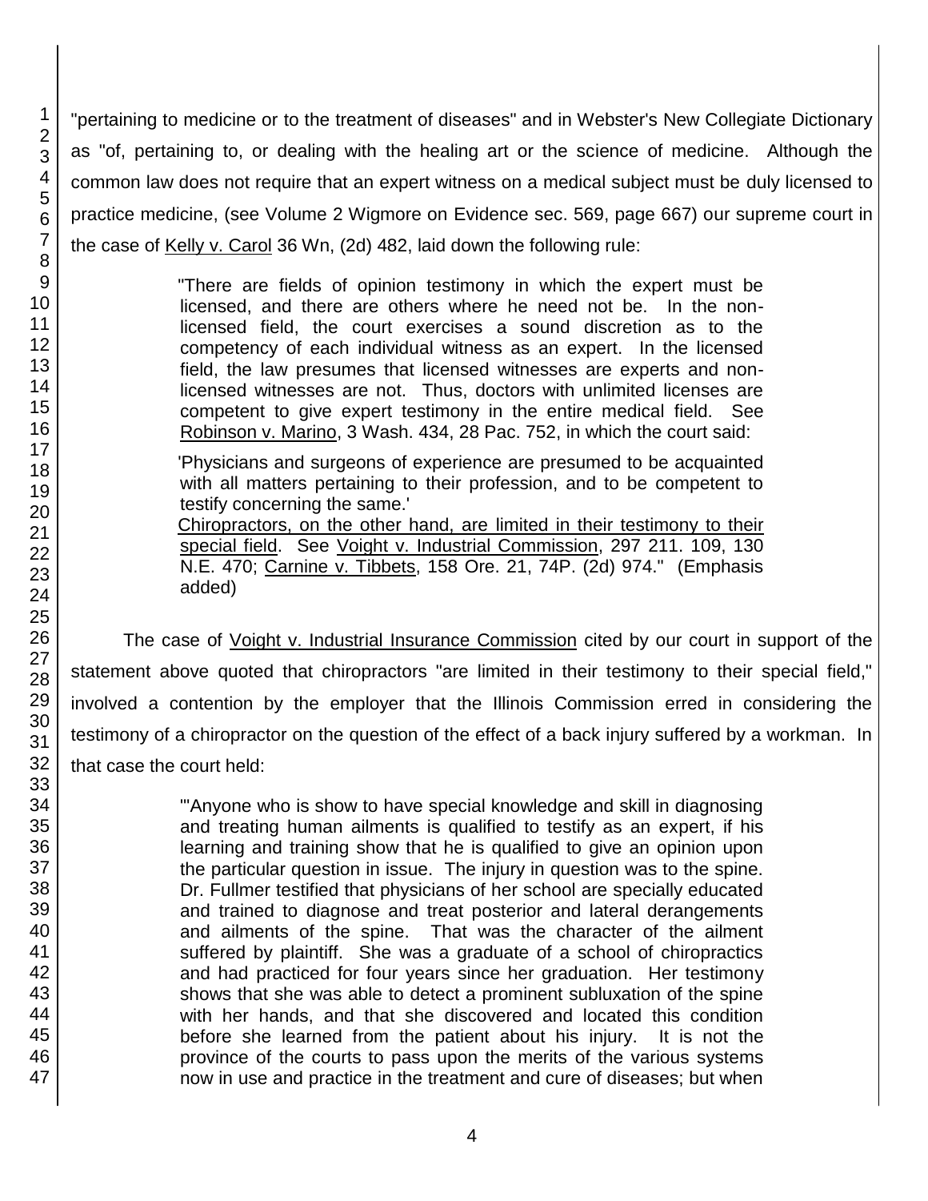"pertaining to medicine or to the treatment of diseases" and in Webster's New Collegiate Dictionary as "of, pertaining to, or dealing with the healing art or the science of medicine. Although the common law does not require that an expert witness on a medical subject must be duly licensed to practice medicine, (see Volume 2 Wigmore on Evidence sec. 569, page 667) our supreme court in the case of Kelly v. Carol 36 Wn, (2d) 482, laid down the following rule:

> "There are fields of opinion testimony in which the expert must be licensed, and there are others where he need not be. In the non-licensed field, the court exercises a sound discretion as to the competency of each individual witness as an expert. In the licensed field, the law presumes that licensed witnesses are experts and non-licensed witnesses are not. Thus, doctors with unlimited licenses are competent to give expert testimony in the entire medical field. See Robinson v. Marino, 3 Wash. 434, 28 Pac. 752, in which the court said:
>
> 'Physicians and surgeons of experience are presumed to be acquainted with all matters pertaining to their profession, and to be competent to testify concerning the same.'
>
> Chiropractors, on the other hand, are limited in their testimony to their special field. See Voight v. Industrial Commission, 297 211. 109, 130 N.E. 470; Carnine v. Tibbets, 158 Ore. 21, 74P. (2d) 974." (Emphasis added)

The case of Voight v. Industrial Insurance Commission cited by our court in support of the statement above quoted that chiropractors "are limited in their testimony to their special field," involved a contention by the employer that the Illinois Commission erred in considering the testimony of a chiropractor on the question of the effect of a back injury suffered by a workman. In that case the court held:

> "'Anyone who is show to have special knowledge and skill in diagnosing and treating human ailments is qualified to testify as an expert, if his learning and training show that he is qualified to give an opinion upon the particular question in issue. The injury in question was to the spine. Dr. Fullmer testified that physicians of her school are specially educated and trained to diagnose and treat posterior and lateral derangements and ailments of the spine. That was the character of the ailment suffered by plaintiff. She was a graduate of a school of chiropractics and had practiced for four years since her graduation. Her testimony shows that she was able to detect a prominent subluxation of the spine with her hands, and that she discovered and located this condition before she learned from the patient about his injury. It is not the province of the courts to pass upon the merits of the various systems now in use and practice in the treatment and cure of diseases; but when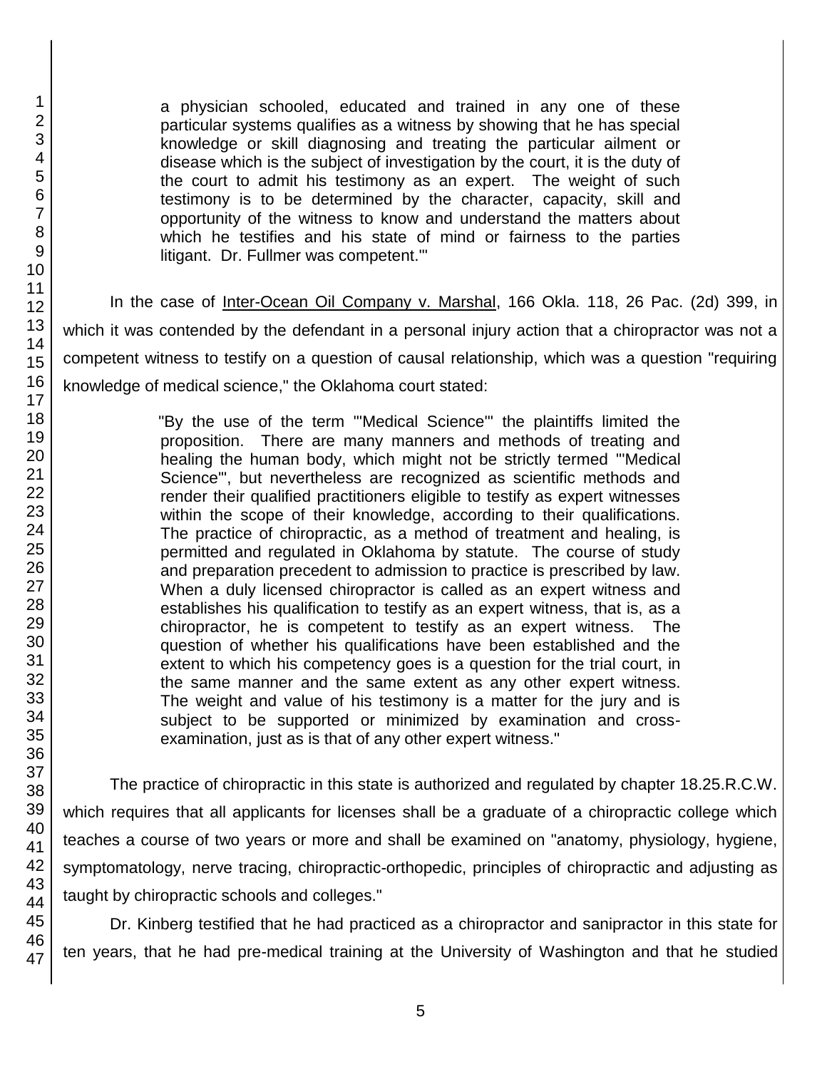> a physician schooled, educated and trained in any one of these particular systems qualifies as a witness by showing that he has special knowledge or skill diagnosing and treating the particular ailment or disease which is the subject of investigation by the court, it is the duty of the court to admit his testimony as an expert. The weight of such testimony is to be determined by the character, capacity, skill and opportunity of the witness to know and understand the matters about which he testifies and his state of mind or fairness to the parties litigant. Dr. Fullmer was competent.'"

In the case of Inter-Ocean Oil Company v. Marshal, 166 Okla. 118, 26 Pac. (2d) 399, in which it was contended by the defendant in a personal injury action that a chiropractor was not a competent witness to testify on a question of causal relationship, which was a question "requiring knowledge of medical science," the Oklahoma court stated:

> "By the use of the term "'Medical Science'" the plaintiffs limited the proposition. There are many manners and methods of treating and healing the human body, which might not be strictly termed "'Medical Science'", but nevertheless are recognized as scientific methods and render their qualified practitioners eligible to testify as expert witnesses within the scope of their knowledge, according to their qualifications. The practice of chiropractic, as a method of treatment and healing, is permitted and regulated in Oklahoma by statute. The course of study and preparation precedent to admission to practice is prescribed by law. When a duly licensed chiropractor is called as an expert witness and establishes his qualification to testify as an expert witness, that is, as a chiropractor, he is competent to testify as an expert witness. The question of whether his qualifications have been established and the extent to which his competency goes is a question for the trial court, in the same manner and the same extent as any other expert witness. The weight and value of his testimony is a matter for the jury and is subject to be supported or minimized by examination and cross-examination, just as is that of any other expert witness."

The practice of chiropractic in this state is authorized and regulated by chapter 18.25.R.C.W. which requires that all applicants for licenses shall be a graduate of a chiropractic college which teaches a course of two years or more and shall be examined on "anatomy, physiology, hygiene, symptomatology, nerve tracing, chiropractic-orthopedic, principles of chiropractic and adjusting as taught by chiropractic schools and colleges."

Dr. Kinberg testified that he had practiced as a chiropractor and sanipractor in this state for ten years, that he had pre-medical training at the University of Washington and that he studied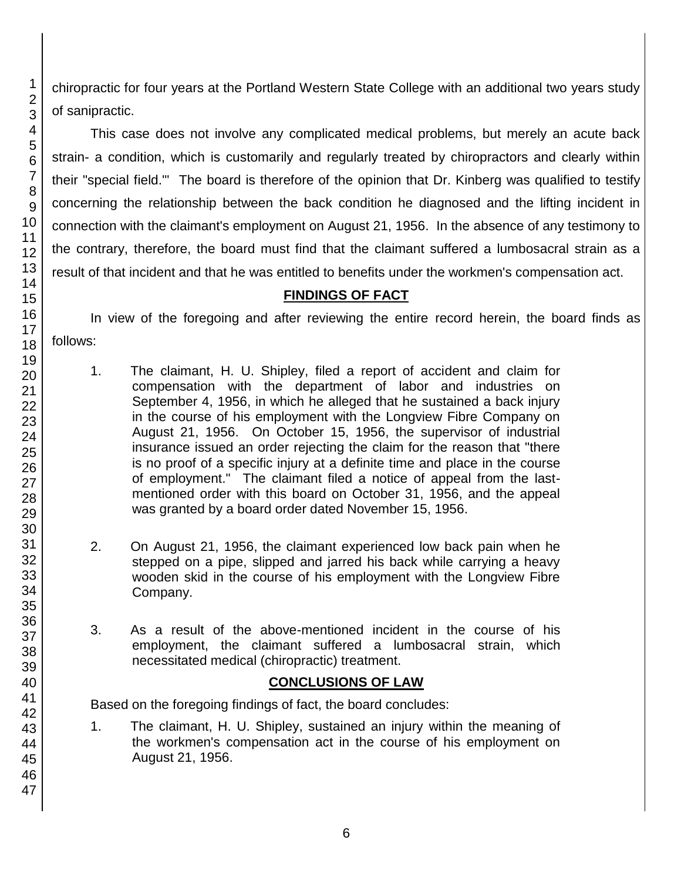chiropractic for four years at the Portland Western State College with an additional two years study of sanipractic.

This case does not involve any complicated medical problems, but merely an acute back strain- a condition, which is customarily and regularly treated by chiropractors and clearly within their "special field."' The board is therefore of the opinion that Dr. Kinberg was qualified to testify concerning the relationship between the back condition he diagnosed and the lifting incident in connection with the claimant's employment on August 21, 1956. In the absence of any testimony to the contrary, therefore, the board must find that the claimant suffered a lumbosacral strain as a result of that incident and that he was entitled to benefits under the workmen's compensation act.

## **FINDINGS OF FACT**

In view of the foregoing and after reviewing the entire record herein, the board finds as follows:

1. The claimant, H. U. Shipley, filed a report of accident and claim for compensation with the department of labor and industries on September 4, 1956, in which he alleged that he sustained a back injury in the course of his employment with the Longview Fibre Company on August 21, 1956. On October 15, 1956, the supervisor of industrial insurance issued an order rejecting the claim for the reason that "there is no proof of a specific injury at a definite time and place in the course of employment." The claimant filed a notice of appeal from the last-mentioned order with this board on October 31, 1956, and the appeal was granted by a board order dated November 15, 1956.

2. On August 21, 1956, the claimant experienced low back pain when he stepped on a pipe, slipped and jarred his back while carrying a heavy wooden skid in the course of his employment with the Longview Fibre Company.

3. As a result of the above-mentioned incident in the course of his employment, the claimant suffered a lumbosacral strain, which necessitated medical (chiropractic) treatment.

## **CONCLUSIONS OF LAW**

Based on the foregoing findings of fact, the board concludes:

1. The claimant, H. U. Shipley, sustained an injury within the meaning of the workmen's compensation act in the course of his employment on August 21, 1956.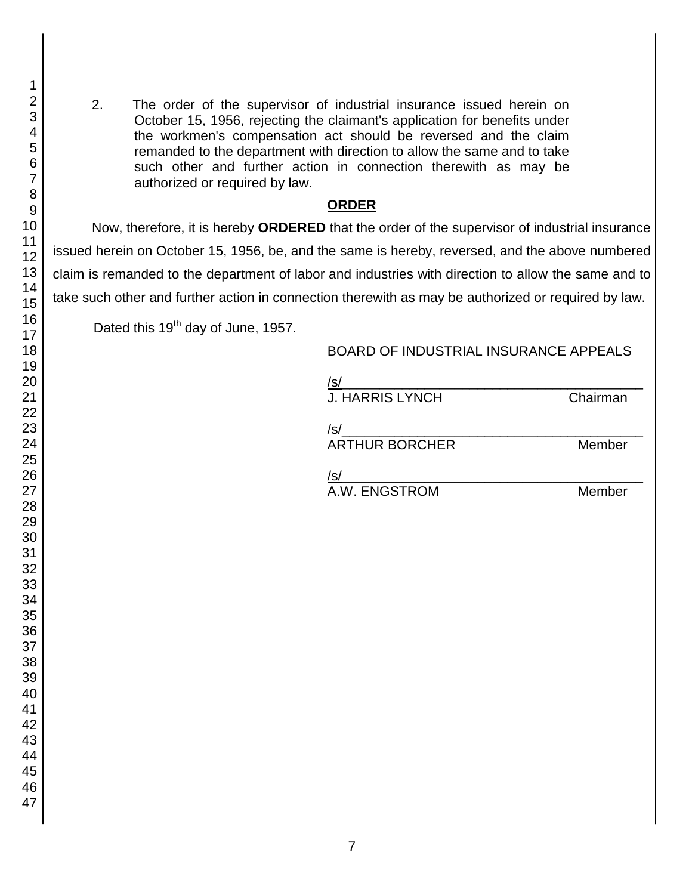2. The order of the supervisor of industrial insurance issued herein on October 15, 1956, rejecting the claimant's application for benefits under the workmen's compensation act should be reversed and the claim remanded to the department with direction to allow the same and to take such other and further action in connection therewith as may be authorized or required by law.

## ORDER

Now, therefore, it is hereby **ORDERED** that the order of the supervisor of industrial insurance issued herein on October 15, 1956, be, and the same is hereby, reversed, and the above numbered claim is remanded to the department of labor and industries with direction to allow the same and to take such other and further action in connection therewith as may be authorized or required by law.

Dated this 19th day of June, 1957.

BOARD OF INDUSTRIAL INSURANCE APPEALS

/s/
J. HARRIS LYNCH Chairman

/s/
ARTHUR BORCHER Member

/s/
A.W. ENGSTROM Member